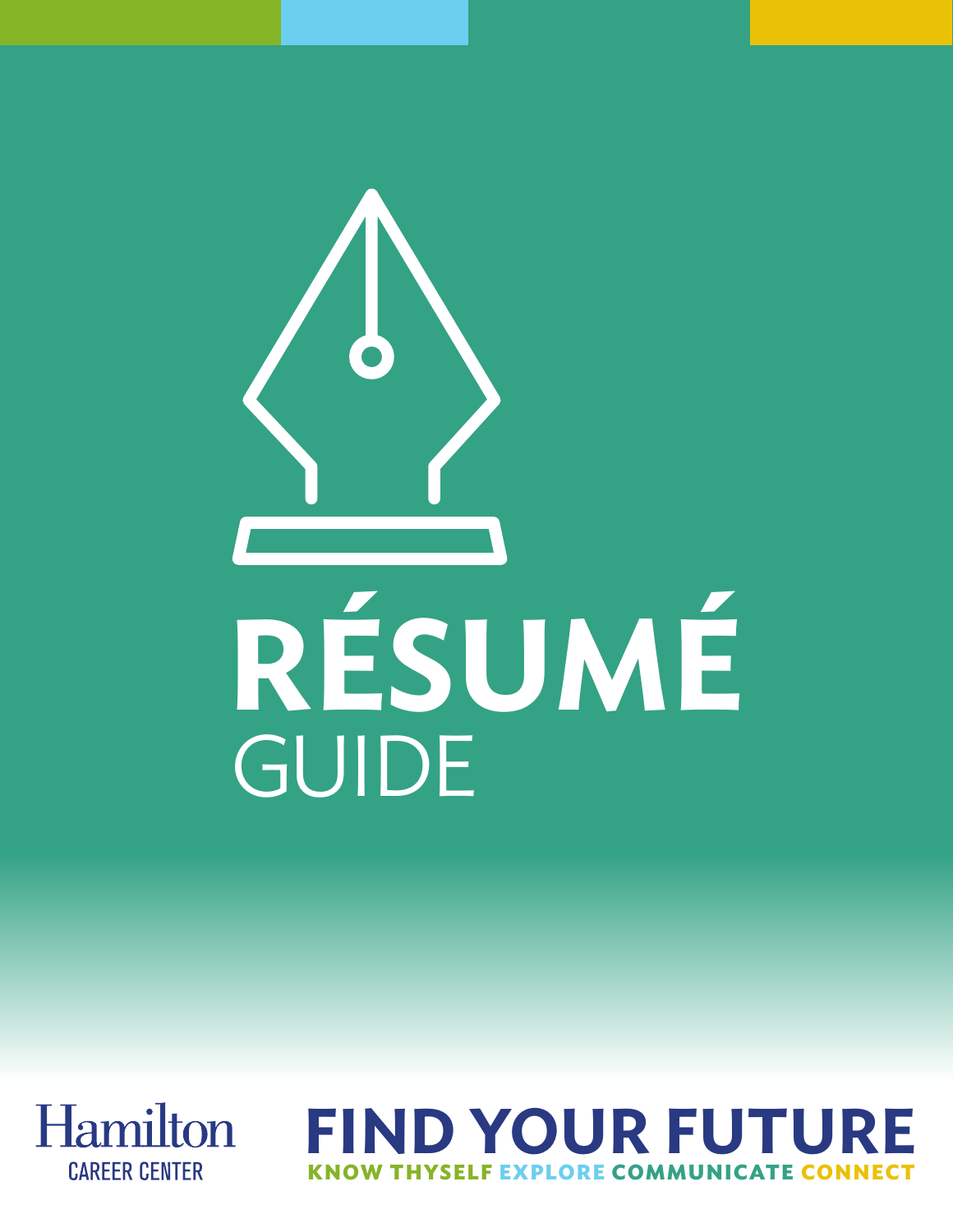# RÉSUMÉ GUIDE

Hamilton
CAREER CENTER

**FIND YOUR FUTURE**

KNOW THYSELF EXPLORE COMMUNICATE CONNECT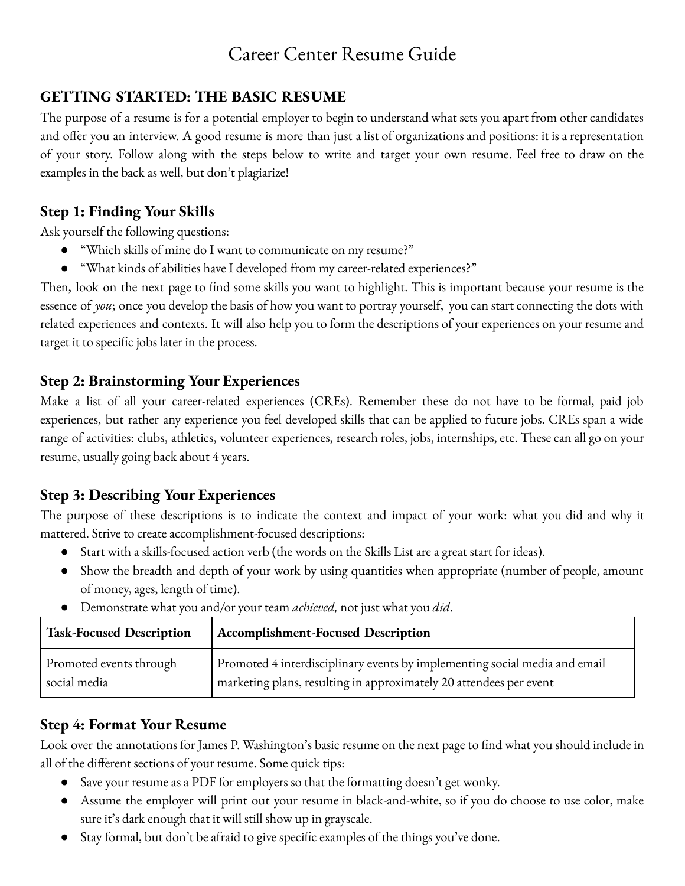# Career Center Resume Guide

## GETTING STARTED: THE BASIC RESUME

The purpose of a resume is for a potential employer to begin to understand what sets you apart from other candidates and offer you an interview. A good resume is more than just a list of organizations and positions: it is a representation of your story. Follow along with the steps below to write and target your own resume. Feel free to draw on the examples in the back as well, but don't plagiarize!

### Step 1: Finding Your Skills

Ask yourself the following questions:

- "Which skills of mine do I want to communicate on my resume?"
- "What kinds of abilities have I developed from my career-related experiences?"

Then, look on the next page to find some skills you want to highlight. This is important because your resume is the essence of *you*; once you develop the basis of how you want to portray yourself, you can start connecting the dots with related experiences and contexts. It will also help you to form the descriptions of your experiences on your resume and target it to specific jobs later in the process.

### Step 2: Brainstorming Your Experiences

Make a list of all your career-related experiences (CREs). Remember these do not have to be formal, paid job experiences, but rather any experience you feel developed skills that can be applied to future jobs. CREs span a wide range of activities: clubs, athletics, volunteer experiences, research roles, jobs, internships, etc. These can all go on your resume, usually going back about 4 years.

### Step 3: Describing Your Experiences

The purpose of these descriptions is to indicate the context and impact of your work: what you did and why it mattered. Strive to create accomplishment-focused descriptions:

- Start with a skills-focused action verb (the words on the Skills List are a great start for ideas).
- Show the breadth and depth of your work by using quantities when appropriate (number of people, amount of money, ages, length of time).
- Demonstrate what you and/or your team *achieved,* not just what you *did*.

| Task-Focused Description | Accomplishment-Focused Description |
| --- | --- |
| Promoted events through social media | Promoted 4 interdisciplinary events by implementing social media and email marketing plans, resulting in approximately 20 attendees per event |

### Step 4: Format Your Resume

Look over the annotations for James P. Washington's basic resume on the next page to find what you should include in all of the different sections of your resume. Some quick tips:

- Save your resume as a PDF for employers so that the formatting doesn't get wonky.
- Assume the employer will print out your resume in black-and-white, so if you do choose to use color, make sure it's dark enough that it will still show up in grayscale.
- Stay formal, but don't be afraid to give specific examples of the things you've done.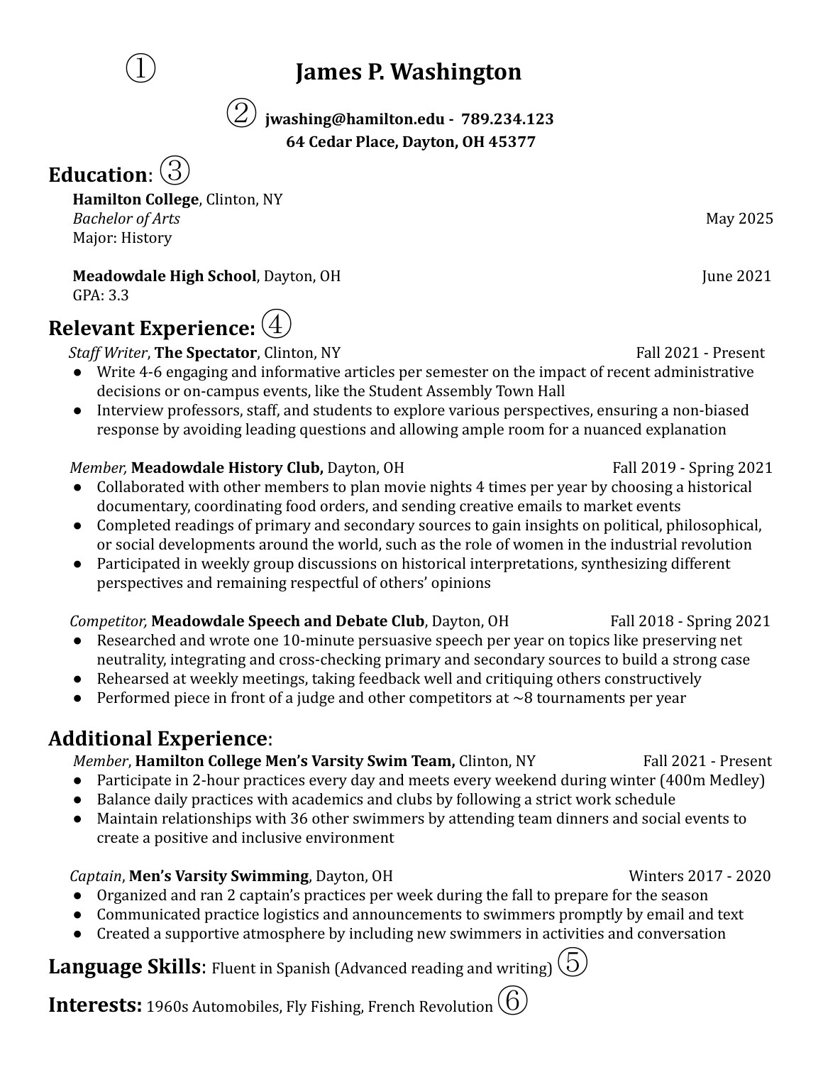①

# James P. Washington

② **jwashing@hamilton.edu - 789.234.123**
**64 Cedar Place, Dayton, OH 45377**

## Education: ③

**Hamilton College**, Clinton, NY
*Bachelor of Arts* — May 2025
Major: History

**Meadowdale High School**, Dayton, OH — June 2021
GPA: 3.3

## Relevant Experience: ④

*Staff Writer*, **The Spectator**, Clinton, NY — Fall 2021 - Present

- Write 4-6 engaging and informative articles per semester on the impact of recent administrative decisions or on-campus events, like the Student Assembly Town Hall
- Interview professors, staff, and students to explore various perspectives, ensuring a non-biased response by avoiding leading questions and allowing ample room for a nuanced explanation

*Member,* **Meadowdale History Club,** Dayton, OH — Fall 2019 - Spring 2021

- Collaborated with other members to plan movie nights 4 times per year by choosing a historical documentary, coordinating food orders, and sending creative emails to market events
- Completed readings of primary and secondary sources to gain insights on political, philosophical, or social developments around the world, such as the role of women in the industrial revolution
- Participated in weekly group discussions on historical interpretations, synthesizing different perspectives and remaining respectful of others' opinions

*Competitor,* **Meadowdale Speech and Debate Club**, Dayton, OH — Fall 2018 - Spring 2021

- Researched and wrote one 10-minute persuasive speech per year on topics like preserving net neutrality, integrating and cross-checking primary and secondary sources to build a strong case
- Rehearsed at weekly meetings, taking feedback well and critiquing others constructively
- Performed piece in front of a judge and other competitors at ~8 tournaments per year

## Additional Experience:

*Member*, **Hamilton College Men's Varsity Swim Team,** Clinton, NY — Fall 2021 - Present

- Participate in 2-hour practices every day and meets every weekend during winter (400m Medley)
- Balance daily practices with academics and clubs by following a strict work schedule
- Maintain relationships with 36 other swimmers by attending team dinners and social events to create a positive and inclusive environment

*Captain*, **Men's Varsity Swimming**, Dayton, OH — Winters 2017 - 2020

- Organized and ran 2 captain's practices per week during the fall to prepare for the season
- Communicated practice logistics and announcements to swimmers promptly by email and text
- Created a supportive atmosphere by including new swimmers in activities and conversation

**Language Skills**: Fluent in Spanish (Advanced reading and writing) ⑤

**Interests:** 1960s Automobiles, Fly Fishing, French Revolution ⑥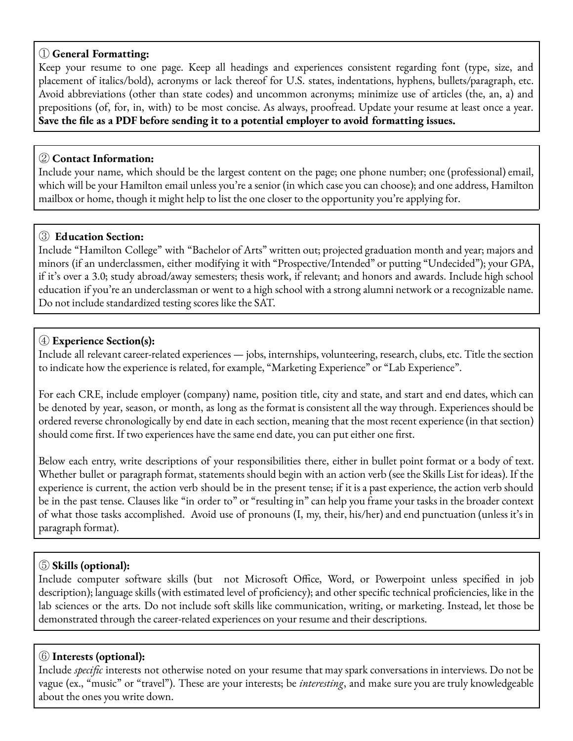① **General Formatting:**

Keep your resume to one page. Keep all headings and experiences consistent regarding font (type, size, and placement of italics/bold), acronyms or lack thereof for U.S. states, indentations, hyphens, bullets/paragraph, etc. Avoid abbreviations (other than state codes) and uncommon acronyms; minimize use of articles (the, an, a) and prepositions (of, for, in, with) to be most concise. As always, proofread. Update your resume at least once a year. **Save the file as a PDF before sending it to a potential employer to avoid formatting issues.**

② **Contact Information:**

Include your name, which should be the largest content on the page; one phone number; one (professional) email, which will be your Hamilton email unless you're a senior (in which case you can choose); and one address, Hamilton mailbox or home, though it might help to list the one closer to the opportunity you're applying for.

③ **Education Section:**

Include "Hamilton College" with "Bachelor of Arts" written out; projected graduation month and year; majors and minors (if an underclassmen, either modifying it with "Prospective/Intended" or putting "Undecided"); your GPA, if it's over a 3.0; study abroad/away semesters; thesis work, if relevant; and honors and awards. Include high school education if you're an underclassman or went to a high school with a strong alumni network or a recognizable name. Do not include standardized testing scores like the SAT.

④ **Experience Section(s):**

Include all relevant career-related experiences — jobs, internships, volunteering, research, clubs, etc. Title the section to indicate how the experience is related, for example, "Marketing Experience" or "Lab Experience".

For each CRE, include employer (company) name, position title, city and state, and start and end dates, which can be denoted by year, season, or month, as long as the format is consistent all the way through. Experiences should be ordered reverse chronologically by end date in each section, meaning that the most recent experience (in that section) should come first. If two experiences have the same end date, you can put either one first.

Below each entry, write descriptions of your responsibilities there, either in bullet point format or a body of text. Whether bullet or paragraph format, statements should begin with an action verb (see the Skills List for ideas). If the experience is current, the action verb should be in the present tense; if it is a past experience, the action verb should be in the past tense. Clauses like "in order to" or "resulting in" can help you frame your tasks in the broader context of what those tasks accomplished. Avoid use of pronouns (I, my, their, his/her) and end punctuation (unless it's in paragraph format).

⑤ **Skills (optional):**

Include computer software skills (but not Microsoft Office, Word, or Powerpoint unless specified in job description); language skills (with estimated level of proficiency); and other specific technical proficiencies, like in the lab sciences or the arts. Do not include soft skills like communication, writing, or marketing. Instead, let those be demonstrated through the career-related experiences on your resume and their descriptions.

⑥ **Interests (optional):**

Include *specific* interests not otherwise noted on your resume that may spark conversations in interviews. Do not be vague (ex., "music" or "travel"). These are your interests; be *interesting*, and make sure you are truly knowledgeable about the ones you write down.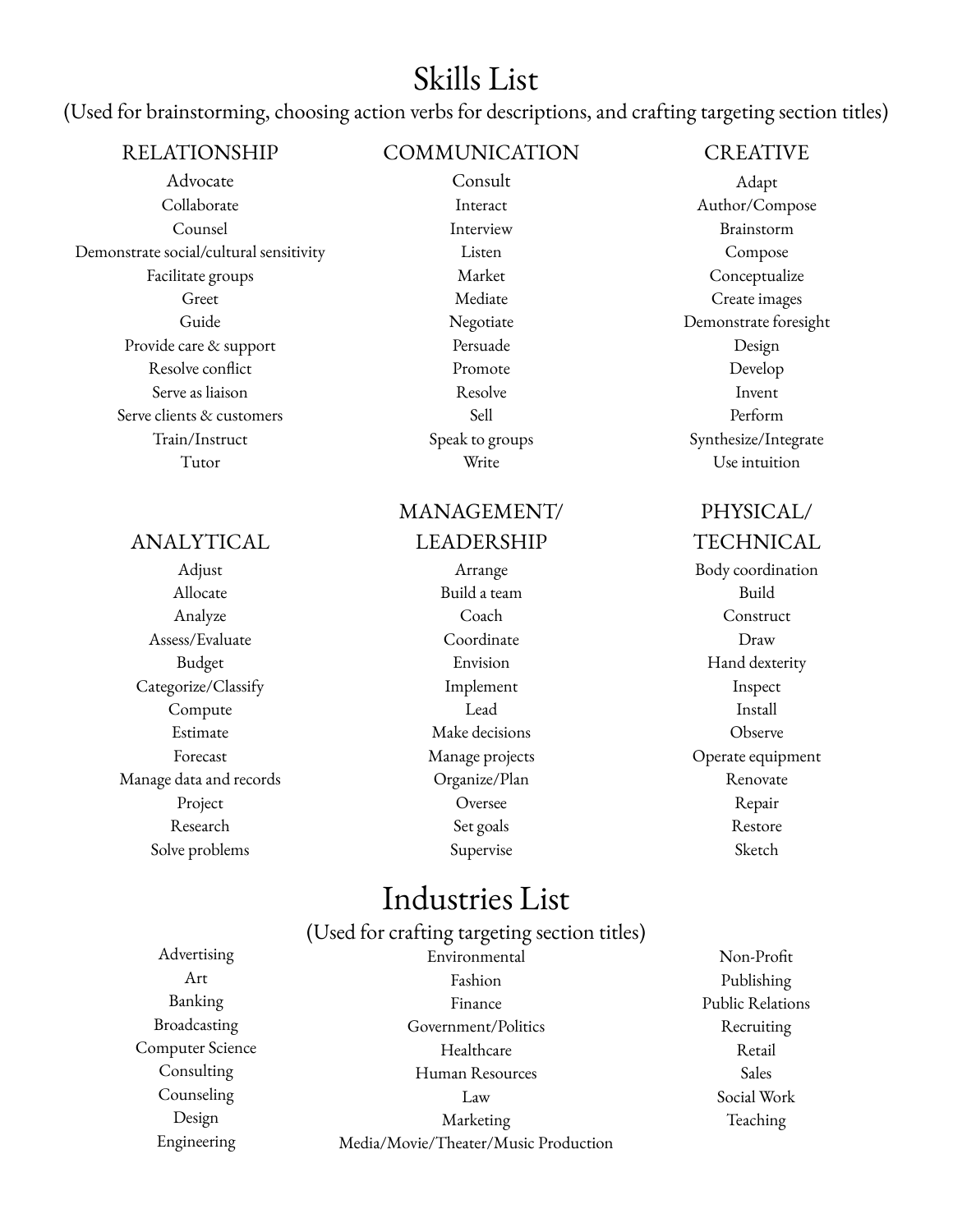# Skills List

(Used for brainstorming, choosing action verbs for descriptions, and crafting targeting section titles)

## RELATIONSHIP

- Advocate
- Collaborate
- Counsel
- Demonstrate social/cultural sensitivity
- Facilitate groups
- Greet
- Guide
- Provide care & support
- Resolve conflict
- Serve as liaison
- Serve clients & customers
- Train/Instruct
- Tutor

## COMMUNICATION

- Consult
- Interact
- Interview
- Listen
- Market
- Mediate
- Negotiate
- Persuade
- Promote
- Resolve
- Sell
- Speak to groups
- Write

## CREATIVE

- Adapt
- Author/Compose
- Brainstorm
- Compose
- Conceptualize
- Create images
- Demonstrate foresight
- Design
- Develop
- Invent
- Perform
- Synthesize/Integrate
- Use intuition

## ANALYTICAL

- Adjust
- Allocate
- Analyze
- Assess/Evaluate
- Budget
- Categorize/Classify
- Compute
- Estimate
- Forecast
- Manage data and records
- Project
- Research
- Solve problems

## MANAGEMENT/ LEADERSHIP

- Arrange
- Build a team
- Coach
- Coordinate
- Envision
- Implement
- Lead
- Make decisions
- Manage projects
- Organize/Plan
- Oversee
- Set goals
- Supervise

## PHYSICAL/ TECHNICAL

- Body coordination
- Build
- Construct
- Draw
- Hand dexterity
- Inspect
- Install
- Observe
- Operate equipment
- Renovate
- Repair
- Restore
- Sketch

# Industries List

(Used for crafting targeting section titles)

- Advertising
- Art
- Banking
- Broadcasting
- Computer Science
- Consulting
- Counseling
- Design
- Engineering
- Environmental
- Fashion
- Finance
- Government/Politics
- Healthcare
- Human Resources
- Law
- Marketing
- Media/Movie/Theater/Music Production
- Non-Profit
- Publishing
- Public Relations
- Recruiting
- Retail
- Sales
- Social Work
- Teaching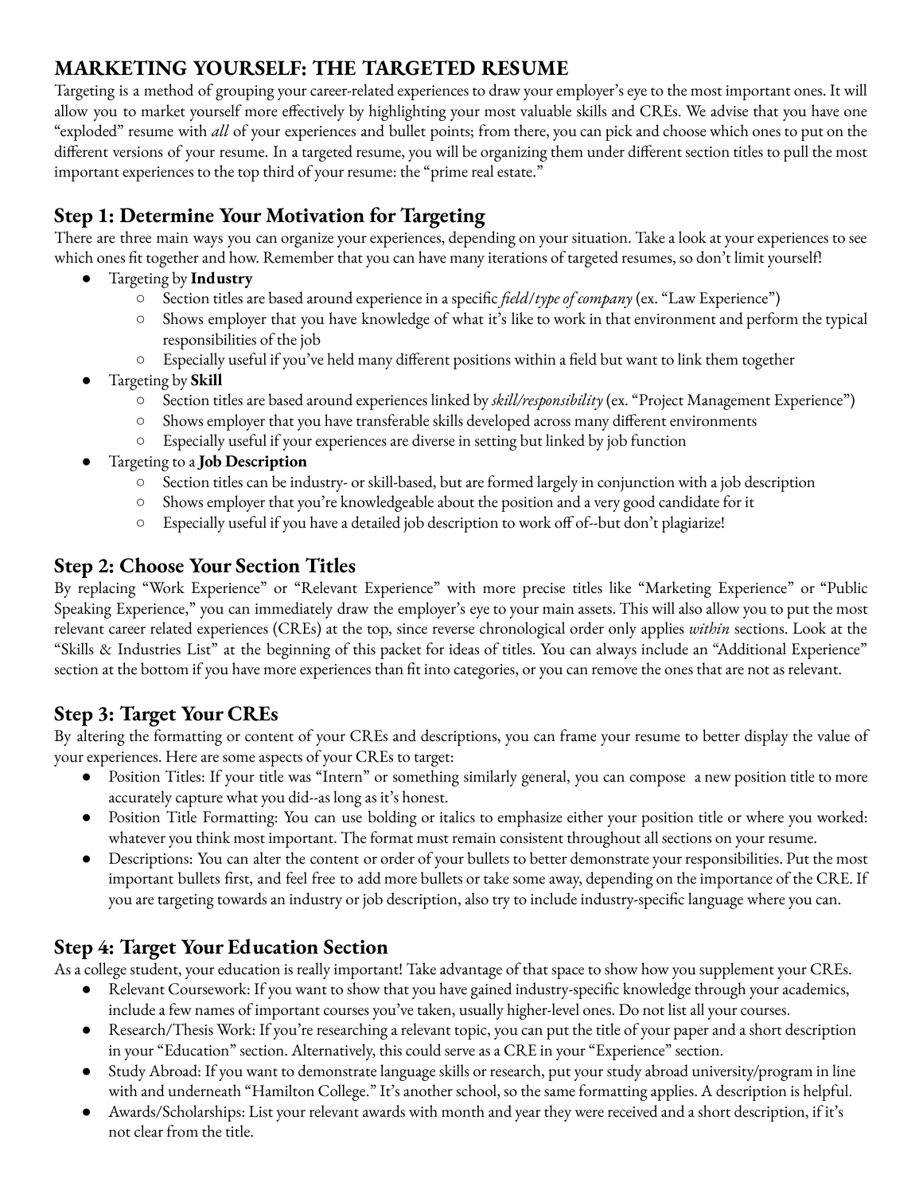# MARKETING YOURSELF: THE TARGETED RESUME

Targeting is a method of grouping your career-related experiences to draw your employer's eye to the most important ones. It will allow you to market yourself more effectively by highlighting your most valuable skills and CREs. We advise that you have one "exploded" resume with *all* of your experiences and bullet points; from there, you can pick and choose which ones to put on the different versions of your resume. In a targeted resume, you will be organizing them under different section titles to pull the most important experiences to the top third of your resume: the "prime real estate."

## Step 1: Determine Your Motivation for Targeting

There are three main ways you can organize your experiences, depending on your situation. Take a look at your experiences to see which ones fit together and how. Remember that you can have many iterations of targeted resumes, so don't limit yourself!

- Targeting by **Industry**
  - Section titles are based around experience in a specific *field/type of company* (ex. "Law Experience")
  - Shows employer that you have knowledge of what it's like to work in that environment and perform the typical responsibilities of the job
  - Especially useful if you've held many different positions within a field but want to link them together
- Targeting by **Skill**
  - Section titles are based around experiences linked by *skill/responsibility* (ex. "Project Management Experience")
  - Shows employer that you have transferable skills developed across many different environments
  - Especially useful if your experiences are diverse in setting but linked by job function
- Targeting to a **Job Description**
  - Section titles can be industry- or skill-based, but are formed largely in conjunction with a job description
  - Shows employer that you're knowledgeable about the position and a very good candidate for it
  - Especially useful if you have a detailed job description to work off of--but don't plagiarize!

## Step 2: Choose Your Section Titles

By replacing "Work Experience" or "Relevant Experience" with more precise titles like "Marketing Experience" or "Public Speaking Experience," you can immediately draw the employer's eye to your main assets. This will also allow you to put the most relevant career related experiences (CREs) at the top, since reverse chronological order only applies *within* sections. Look at the "Skills & Industries List" at the beginning of this packet for ideas of titles. You can always include an "Additional Experience" section at the bottom if you have more experiences than fit into categories, or you can remove the ones that are not as relevant.

## Step 3: Target Your CREs

By altering the formatting or content of your CREs and descriptions, you can frame your resume to better display the value of your experiences. Here are some aspects of your CREs to target:

- Position Titles: If your title was "Intern" or something similarly general, you can compose a new position title to more accurately capture what you did--as long as it's honest.
- Position Title Formatting: You can use bolding or italics to emphasize either your position title or where you worked: whatever you think most important. The format must remain consistent throughout all sections on your resume.
- Descriptions: You can alter the content or order of your bullets to better demonstrate your responsibilities. Put the most important bullets first, and feel free to add more bullets or take some away, depending on the importance of the CRE. If you are targeting towards an industry or job description, also try to include industry-specific language where you can.

## Step 4: Target Your Education Section

As a college student, your education is really important! Take advantage of that space to show how you supplement your CREs.

- Relevant Coursework: If you want to show that you have gained industry-specific knowledge through your academics, include a few names of important courses you've taken, usually higher-level ones. Do not list all your courses.
- Research/Thesis Work: If you're researching a relevant topic, you can put the title of your paper and a short description in your "Education" section. Alternatively, this could serve as a CRE in your "Experience" section.
- Study Abroad: If you want to demonstrate language skills or research, put your study abroad university/program in line with and underneath "Hamilton College." It's another school, so the same formatting applies. A description is helpful.
- Awards/Scholarships: List your relevant awards with month and year they were received and a short description, if it's not clear from the title.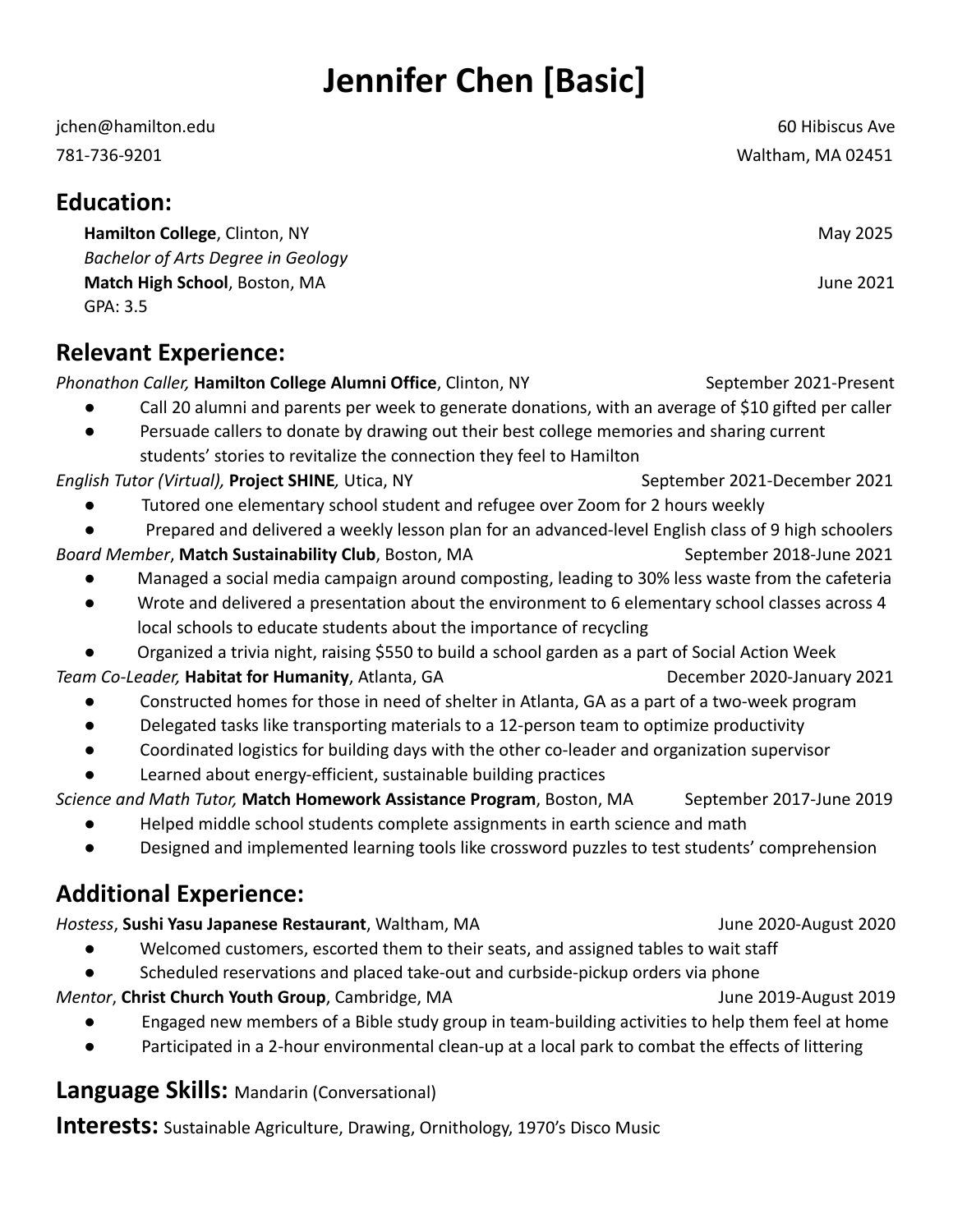# Jennifer Chen [Basic]

jchen@hamilton.edu  
781-736-9201

60 Hibiscus Ave  
Waltham, MA 02451

## Education:

**Hamilton College**, Clinton, NY — May 2025  
*Bachelor of Arts Degree in Geology*

**Match High School**, Boston, MA — June 2021  
GPA: 3.5

## Relevant Experience:

*Phonathon Caller,* **Hamilton College Alumni Office**, Clinton, NY — September 2021-Present

- Call 20 alumni and parents per week to generate donations, with an average of $10 gifted per caller
- Persuade callers to donate by drawing out their best college memories and sharing current students' stories to revitalize the connection they feel to Hamilton

*English Tutor (Virtual),* **Project SHINE***,* Utica, NY — September 2021-December 2021

- Tutored one elementary school student and refugee over Zoom for 2 hours weekly
- Prepared and delivered a weekly lesson plan for an advanced-level English class of 9 high schoolers

*Board Member*, **Match Sustainability Club**, Boston, MA — September 2018-June 2021

- Managed a social media campaign around composting, leading to 30% less waste from the cafeteria
- Wrote and delivered a presentation about the environment to 6 elementary school classes across 4 local schools to educate students about the importance of recycling
- Organized a trivia night, raising $550 to build a school garden as a part of Social Action Week

*Team Co-Leader,* **Habitat for Humanity**, Atlanta, GA — December 2020-January 2021

- Constructed homes for those in need of shelter in Atlanta, GA as a part of a two-week program
- Delegated tasks like transporting materials to a 12-person team to optimize productivity
- Coordinated logistics for building days with the other co-leader and organization supervisor
- Learned about energy-efficient, sustainable building practices

*Science and Math Tutor,* **Match Homework Assistance Program**, Boston, MA — September 2017-June 2019

- Helped middle school students complete assignments in earth science and math
- Designed and implemented learning tools like crossword puzzles to test students' comprehension

## Additional Experience:

*Hostess*, **Sushi Yasu Japanese Restaurant**, Waltham, MA — June 2020-August 2020

- Welcomed customers, escorted them to their seats, and assigned tables to wait staff
- Scheduled reservations and placed take-out and curbside-pickup orders via phone

*Mentor*, **Christ Church Youth Group**, Cambridge, MA — June 2019-August 2019

- Engaged new members of a Bible study group in team-building activities to help them feel at home
- Participated in a 2-hour environmental clean-up at a local park to combat the effects of littering

## Language Skills: Mandarin (Conversational)

## Interests: Sustainable Agriculture, Drawing, Ornithology, 1970's Disco Music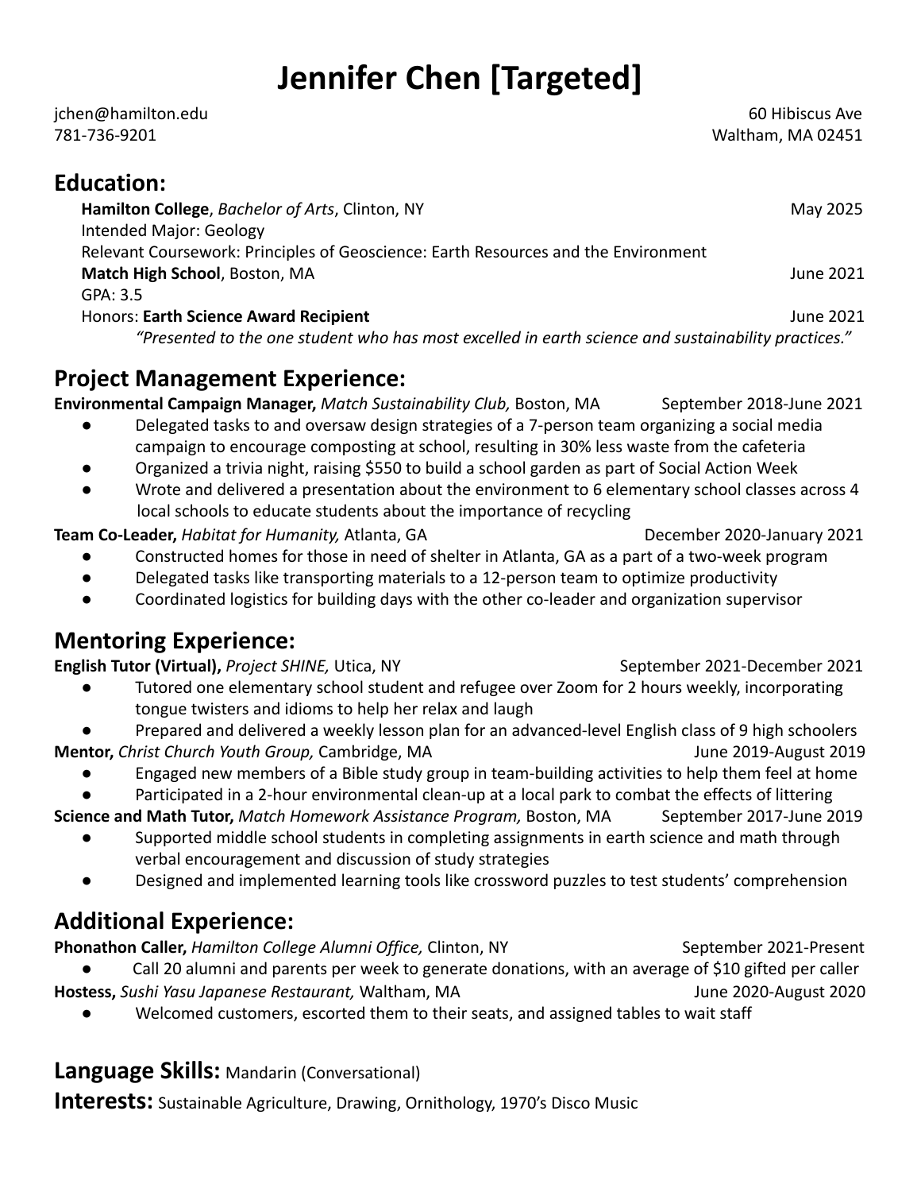# Jennifer Chen [Targeted]

jchen@hamilton.edu
781-736-9201

60 Hibiscus Ave
Waltham, MA 02451

## Education:

**Hamilton College**, *Bachelor of Arts*, Clinton, NY — May 2025
Intended Major: Geology
Relevant Coursework: Principles of Geoscience: Earth Resources and the Environment

**Match High School**, Boston, MA — June 2021
GPA: 3.5
Honors: **Earth Science Award Recipient** — June 2021
*"Presented to the one student who has most excelled in earth science and sustainability practices."*

## Project Management Experience:

**Environmental Campaign Manager,** *Match Sustainability Club,* Boston, MA — September 2018-June 2021

- Delegated tasks to and oversaw design strategies of a 7-person team organizing a social media campaign to encourage composting at school, resulting in 30% less waste from the cafeteria
- Organized a trivia night, raising $550 to build a school garden as part of Social Action Week
- Wrote and delivered a presentation about the environment to 6 elementary school classes across 4 local schools to educate students about the importance of recycling

**Team Co-Leader,** *Habitat for Humanity,* Atlanta, GA — December 2020-January 2021

- Constructed homes for those in need of shelter in Atlanta, GA as a part of a two-week program
- Delegated tasks like transporting materials to a 12-person team to optimize productivity
- Coordinated logistics for building days with the other co-leader and organization supervisor

## Mentoring Experience:

**English Tutor (Virtual),** *Project SHINE,* Utica, NY — September 2021-December 2021

- Tutored one elementary school student and refugee over Zoom for 2 hours weekly, incorporating tongue twisters and idioms to help her relax and laugh
- Prepared and delivered a weekly lesson plan for an advanced-level English class of 9 high schoolers

**Mentor,** *Christ Church Youth Group,* Cambridge, MA — June 2019-August 2019

- Engaged new members of a Bible study group in team-building activities to help them feel at home
- Participated in a 2-hour environmental clean-up at a local park to combat the effects of littering

**Science and Math Tutor,** *Match Homework Assistance Program,* Boston, MA — September 2017-June 2019

- Supported middle school students in completing assignments in earth science and math through verbal encouragement and discussion of study strategies
- Designed and implemented learning tools like crossword puzzles to test students' comprehension

## Additional Experience:

**Phonathon Caller,** *Hamilton College Alumni Office,* Clinton, NY — September 2021-Present

- Call 20 alumni and parents per week to generate donations, with an average of $10 gifted per caller

**Hostess,** *Sushi Yasu Japanese Restaurant,* Waltham, MA — June 2020-August 2020

- Welcomed customers, escorted them to their seats, and assigned tables to wait staff

**Language Skills:** Mandarin (Conversational)

**Interests:** Sustainable Agriculture, Drawing, Ornithology, 1970's Disco Music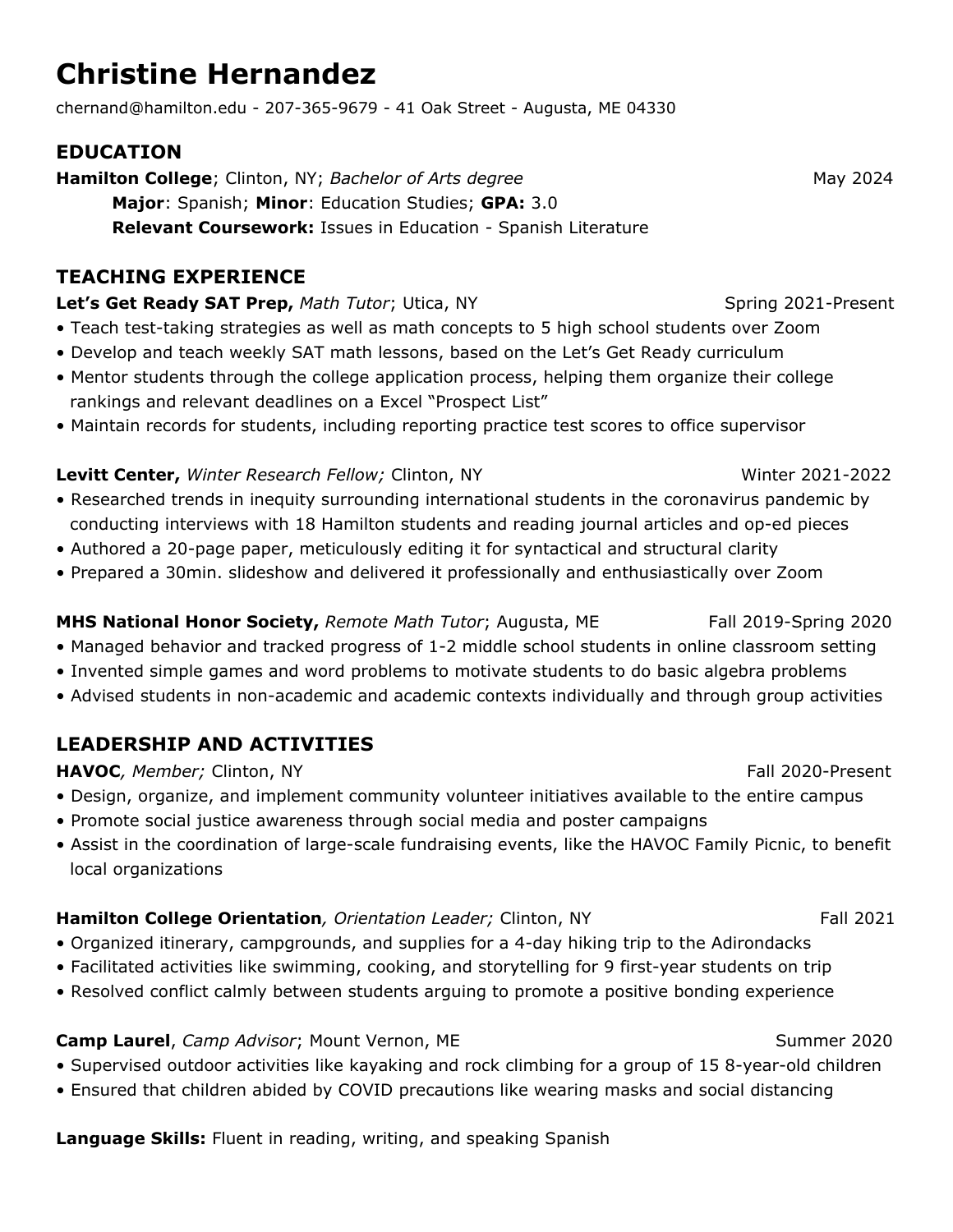# Christine Hernandez

chernand@hamilton.edu - 207-365-9679 - 41 Oak Street - Augusta, ME 04330

## EDUCATION

**Hamilton College**; Clinton, NY; *Bachelor of Arts degree* May 2024

**Major**: Spanish; **Minor**: Education Studies; **GPA:** 3.0

**Relevant Coursework:** Issues in Education - Spanish Literature

## TEACHING EXPERIENCE

**Let's Get Ready SAT Prep,** *Math Tutor*; Utica, NY Spring 2021-Present

- Teach test-taking strategies as well as math concepts to 5 high school students over Zoom
- Develop and teach weekly SAT math lessons, based on the Let's Get Ready curriculum
- Mentor students through the college application process, helping them organize their college rankings and relevant deadlines on a Excel "Prospect List"
- Maintain records for students, including reporting practice test scores to office supervisor

**Levitt Center,** *Winter Research Fellow;* Clinton, NY Winter 2021-2022

- Researched trends in inequity surrounding international students in the coronavirus pandemic by conducting interviews with 18 Hamilton students and reading journal articles and op-ed pieces
- Authored a 20-page paper, meticulously editing it for syntactical and structural clarity
- Prepared a 30min. slideshow and delivered it professionally and enthusiastically over Zoom

**MHS National Honor Society,** *Remote Math Tutor*; Augusta, ME Fall 2019-Spring 2020

- Managed behavior and tracked progress of 1-2 middle school students in online classroom setting
- Invented simple games and word problems to motivate students to do basic algebra problems
- Advised students in non-academic and academic contexts individually and through group activities

## LEADERSHIP AND ACTIVITIES

**HAVOC***, Member;* Clinton, NY Fall 2020-Present

- Design, organize, and implement community volunteer initiatives available to the entire campus
- Promote social justice awareness through social media and poster campaigns
- Assist in the coordination of large-scale fundraising events, like the HAVOC Family Picnic, to benefit local organizations

**Hamilton College Orientation***, Orientation Leader;* Clinton, NY Fall 2021

- Organized itinerary, campgrounds, and supplies for a 4-day hiking trip to the Adirondacks
- Facilitated activities like swimming, cooking, and storytelling for 9 first-year students on trip
- Resolved conflict calmly between students arguing to promote a positive bonding experience

**Camp Laurel**, *Camp Advisor*; Mount Vernon, ME Summer 2020

- Supervised outdoor activities like kayaking and rock climbing for a group of 15 8-year-old children
- Ensured that children abided by COVID precautions like wearing masks and social distancing

**Language Skills:** Fluent in reading, writing, and speaking Spanish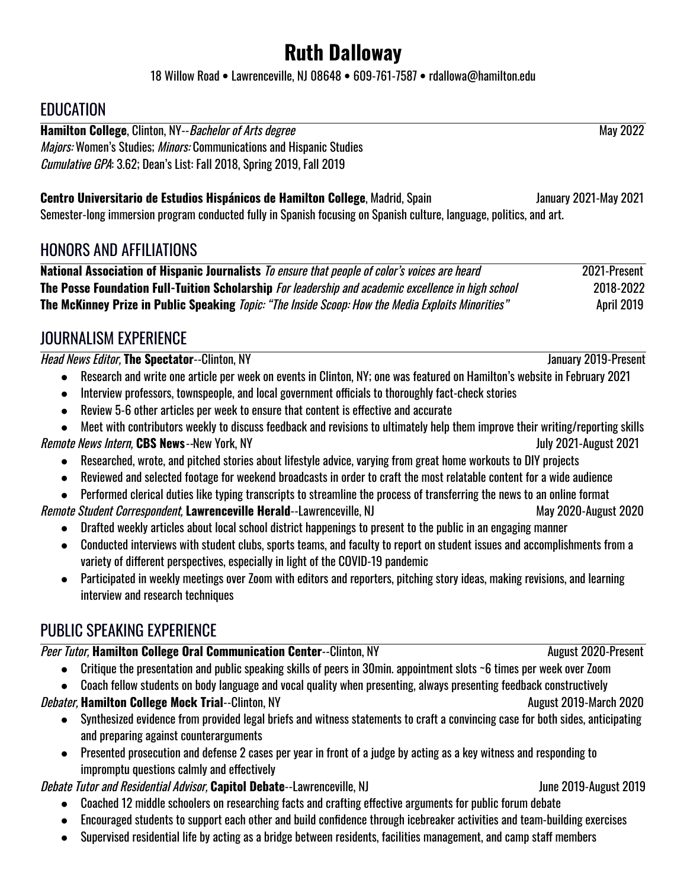# Ruth Dalloway

18 Willow Road • Lawrenceville, NJ 08648 • 609-761-7587 • rdallowa@hamilton.edu

## EDUCATION

**Hamilton College**, Clinton, NY--*Bachelor of Arts degree* May 2022
*Majors:* Women's Studies; *Minors:* Communications and Hispanic Studies
*Cumulative GPA*: 3.62; Dean's List: Fall 2018, Spring 2019, Fall 2019

**Centro Universitario de Estudios Hispánicos de Hamilton College**, Madrid, Spain January 2021-May 2021
Semester-long immersion program conducted fully in Spanish focusing on Spanish culture, language, politics, and art.

## HONORS AND AFFILIATIONS

**National Association of Hispanic Journalists** *To ensure that people of color's voices are heard* 2021-Present
**The Posse Foundation Full-Tuition Scholarship** *For leadership and academic excellence in high school* 2018-2022
**The McKinney Prize in Public Speaking** *Topic: "The Inside Scoop: How the Media Exploits Minorities"* April 2019

## JOURNALISM EXPERIENCE

*Head News Editor,* **The Spectator**--Clinton, NY January 2019-Present

- Research and write one article per week on events in Clinton, NY; one was featured on Hamilton's website in February 2021
- Interview professors, townspeople, and local government officials to thoroughly fact-check stories
- Review 5-6 other articles per week to ensure that content is effective and accurate
- Meet with contributors weekly to discuss feedback and revisions to ultimately help them improve their writing/reporting skills

*Remote News Intern,* **CBS News**--New York, NY July 2021-August 2021

- Researched, wrote, and pitched stories about lifestyle advice, varying from great home workouts to DIY projects
- Reviewed and selected footage for weekend broadcasts in order to craft the most relatable content for a wide audience
- Performed clerical duties like typing transcripts to streamline the process of transferring the news to an online format

*Remote Student Correspondent,* **Lawrenceville Herald**--Lawrenceville, NJ May 2020-August 2020

- Drafted weekly articles about local school district happenings to present to the public in an engaging manner
- Conducted interviews with student clubs, sports teams, and faculty to report on student issues and accomplishments from a variety of different perspectives, especially in light of the COVID-19 pandemic
- Participated in weekly meetings over Zoom with editors and reporters, pitching story ideas, making revisions, and learning interview and research techniques

## PUBLIC SPEAKING EXPERIENCE

*Peer Tutor,* **Hamilton College Oral Communication Center**--Clinton, NY August 2020-Present

- Critique the presentation and public speaking skills of peers in 30min. appointment slots ~6 times per week over Zoom
- Coach fellow students on body language and vocal quality when presenting, always presenting feedback constructively

*Debater,* **Hamilton College Mock Trial**--Clinton, NY August 2019-March 2020

- Synthesized evidence from provided legal briefs and witness statements to craft a convincing case for both sides, anticipating and preparing against counterarguments
- Presented prosecution and defense 2 cases per year in front of a judge by acting as a key witness and responding to impromptu questions calmly and effectively

*Debate Tutor and Residential Advisor,* **Capitol Debate**--Lawrenceville, NJ June 2019-August 2019

- Coached 12 middle schoolers on researching facts and crafting effective arguments for public forum debate
- Encouraged students to support each other and build confidence through icebreaker activities and team-building exercises
- Supervised residential life by acting as a bridge between residents, facilities management, and camp staff members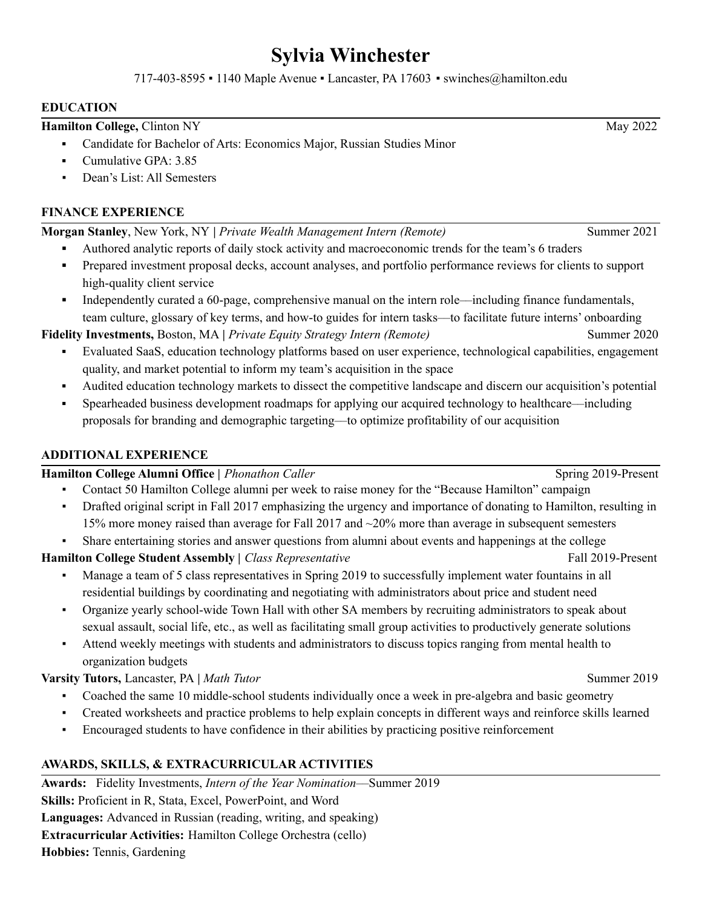# Sylvia Winchester

717-403-8595 ▪ 1140 Maple Avenue ▪ Lancaster, PA 17603 ▪ swinches@hamilton.edu

## EDUCATION

**Hamilton College,** Clinton NY — May 2022

- Candidate for Bachelor of Arts: Economics Major, Russian Studies Minor
- Cumulative GPA: 3.85
- Dean's List: All Semesters

## FINANCE EXPERIENCE

**Morgan Stanley**, New York, NY | *Private Wealth Management Intern (Remote)* — Summer 2021

- Authored analytic reports of daily stock activity and macroeconomic trends for the team's 6 traders
- Prepared investment proposal decks, account analyses, and portfolio performance reviews for clients to support high-quality client service
- Independently curated a 60-page, comprehensive manual on the intern role—including finance fundamentals, team culture, glossary of key terms, and how-to guides for intern tasks—to facilitate future interns' onboarding

**Fidelity Investments,** Boston, MA | *Private Equity Strategy Intern (Remote)* — Summer 2020

- Evaluated SaaS, education technology platforms based on user experience, technological capabilities, engagement quality, and market potential to inform my team's acquisition in the space
- Audited education technology markets to dissect the competitive landscape and discern our acquisition's potential
- Spearheaded business development roadmaps for applying our acquired technology to healthcare—including proposals for branding and demographic targeting—to optimize profitability of our acquisition

## ADDITIONAL EXPERIENCE

**Hamilton College Alumni Office** | *Phonathon Caller* — Spring 2019-Present

- Contact 50 Hamilton College alumni per week to raise money for the "Because Hamilton" campaign
- Drafted original script in Fall 2017 emphasizing the urgency and importance of donating to Hamilton, resulting in 15% more money raised than average for Fall 2017 and ~20% more than average in subsequent semesters
- Share entertaining stories and answer questions from alumni about events and happenings at the college

**Hamilton College Student Assembly** | *Class Representative* — Fall 2019-Present

- Manage a team of 5 class representatives in Spring 2019 to successfully implement water fountains in all residential buildings by coordinating and negotiating with administrators about price and student need
- Organize yearly school-wide Town Hall with other SA members by recruiting administrators to speak about sexual assault, social life, etc., as well as facilitating small group activities to productively generate solutions
- Attend weekly meetings with students and administrators to discuss topics ranging from mental health to organization budgets

**Varsity Tutors,** Lancaster, PA | *Math Tutor* — Summer 2019

- Coached the same 10 middle-school students individually once a week in pre-algebra and basic geometry
- Created worksheets and practice problems to help explain concepts in different ways and reinforce skills learned
- Encouraged students to have confidence in their abilities by practicing positive reinforcement

## AWARDS, SKILLS, & EXTRACURRICULAR ACTIVITIES

**Awards:** Fidelity Investments, *Intern of the Year Nomination*—Summer 2019

**Skills:** Proficient in R, Stata, Excel, PowerPoint, and Word

**Languages:** Advanced in Russian (reading, writing, and speaking)

**Extracurricular Activities:** Hamilton College Orchestra (cello)

**Hobbies:** Tennis, Gardening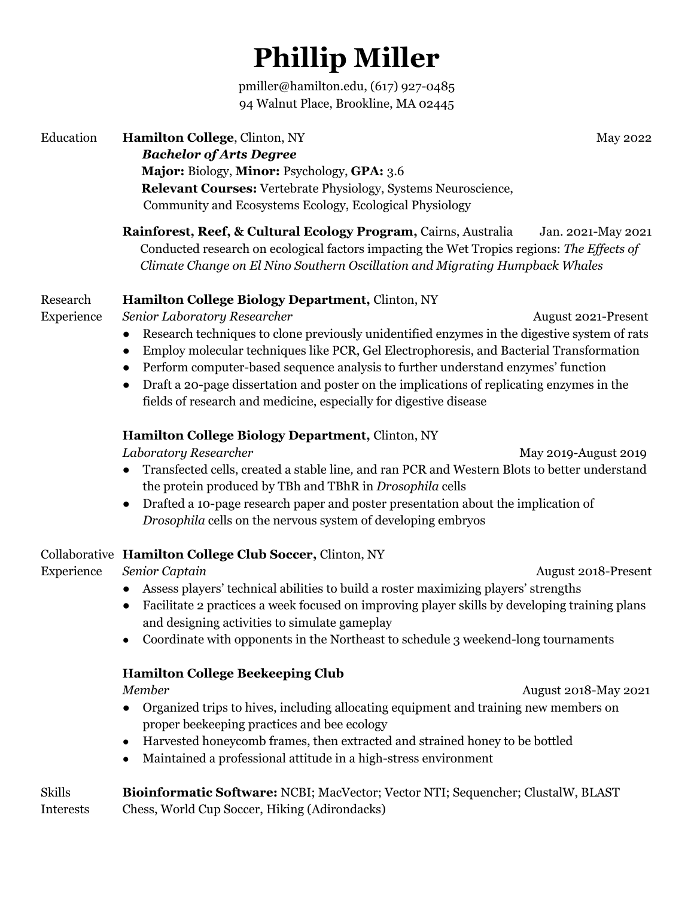# Phillip Miller

pmiller@hamilton.edu, (617) 927-0485
94 Walnut Place, Brookline, MA 02445

## Education

**Hamilton College**, Clinton, NY — May 2022

***Bachelor of Arts Degree***

**Major:** Biology, **Minor:** Psychology, **GPA:** 3.6

**Relevant Courses:** Vertebrate Physiology, Systems Neuroscience, Community and Ecosystems Ecology, Ecological Physiology

**Rainforest, Reef, & Cultural Ecology Program,** Cairns, Australia — Jan. 2021-May 2021

Conducted research on ecological factors impacting the Wet Tropics regions: *The Effects of Climate Change on El Nino Southern Oscillation and Migrating Humpback Whales*

## Research Experience

**Hamilton College Biology Department,** Clinton, NY

*Senior Laboratory Researcher* — August 2021-Present

- Research techniques to clone previously unidentified enzymes in the digestive system of rats
- Employ molecular techniques like PCR, Gel Electrophoresis, and Bacterial Transformation
- Perform computer-based sequence analysis to further understand enzymes' function
- Draft a 20-page dissertation and poster on the implications of replicating enzymes in the fields of research and medicine, especially for digestive disease

**Hamilton College Biology Department,** Clinton, NY

*Laboratory Researcher* — May 2019-August 2019

- Transfected cells, created a stable line, and ran PCR and Western Blots to better understand the protein produced by TBh and TBhR in *Drosophila* cells
- Drafted a 10-page research paper and poster presentation about the implication of *Drosophila* cells on the nervous system of developing embryos

## Collaborative Experience

**Hamilton College Club Soccer,** Clinton, NY

*Senior Captain* — August 2018-Present

- Assess players' technical abilities to build a roster maximizing players' strengths
- Facilitate 2 practices a week focused on improving player skills by developing training plans and designing activities to simulate gameplay
- Coordinate with opponents in the Northeast to schedule 3 weekend-long tournaments

**Hamilton College Beekeeping Club**

*Member* — August 2018-May 2021

- Organized trips to hives, including allocating equipment and training new members on proper beekeeping practices and bee ecology
- Harvested honeycomb frames, then extracted and strained honey to be bottled
- Maintained a professional attitude in a high-stress environment

## Skills

**Bioinformatic Software:** NCBI; MacVector; Vector NTI; Sequencher; ClustalW, BLAST

## Interests

Chess, World Cup Soccer, Hiking (Adirondacks)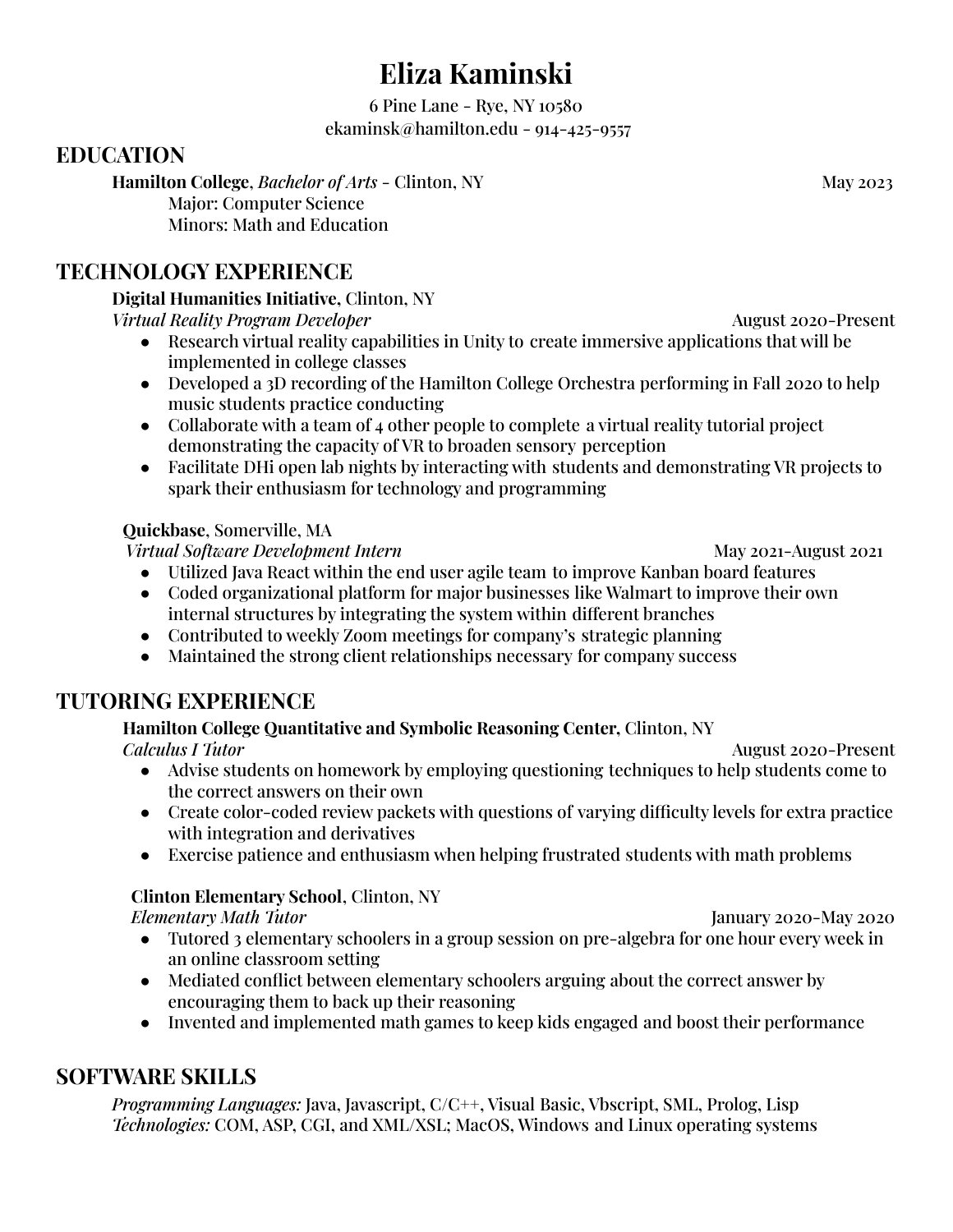# Eliza Kaminski

6 Pine Lane - Rye, NY 10580
ekaminsk@hamilton.edu - 914-425-9557

## EDUCATION

**Hamilton College**, *Bachelor of Arts* - Clinton, NY — May 2023
Major: Computer Science
Minors: Math and Education

## TECHNOLOGY EXPERIENCE

**Digital Humanities Initiative**, Clinton, NY
*Virtual Reality Program Developer* — August 2020-Present

- Research virtual reality capabilities in Unity to create immersive applications that will be implemented in college classes
- Developed a 3D recording of the Hamilton College Orchestra performing in Fall 2020 to help music students practice conducting
- Collaborate with a team of 4 other people to complete a virtual reality tutorial project demonstrating the capacity of VR to broaden sensory perception
- Facilitate DHi open lab nights by interacting with students and demonstrating VR projects to spark their enthusiasm for technology and programming

**Quickbase**, Somerville, MA
*Virtual Software Development Intern* — May 2021-August 2021

- Utilized Java React within the end user agile team to improve Kanban board features
- Coded organizational platform for major businesses like Walmart to improve their own internal structures by integrating the system within different branches
- Contributed to weekly Zoom meetings for company's strategic planning
- Maintained the strong client relationships necessary for company success

## TUTORING EXPERIENCE

**Hamilton College Quantitative and Symbolic Reasoning Center,** Clinton, NY
*Calculus I Tutor* — August 2020-Present

- Advise students on homework by employing questioning techniques to help students come to the correct answers on their own
- Create color-coded review packets with questions of varying difficulty levels for extra practice with integration and derivatives
- Exercise patience and enthusiasm when helping frustrated students with math problems

**Clinton Elementary School**, Clinton, NY
*Elementary Math Tutor* — January 2020-May 2020

- Tutored 3 elementary schoolers in a group session on pre-algebra for one hour every week in an online classroom setting
- Mediated conflict between elementary schoolers arguing about the correct answer by encouraging them to back up their reasoning
- Invented and implemented math games to keep kids engaged and boost their performance

## SOFTWARE SKILLS

*Programming Languages:* Java, Javascript, C/C++, Visual Basic, Vbscript, SML, Prolog, Lisp
*Technologies:* COM, ASP, CGI, and XML/XSL; MacOS, Windows and Linux operating systems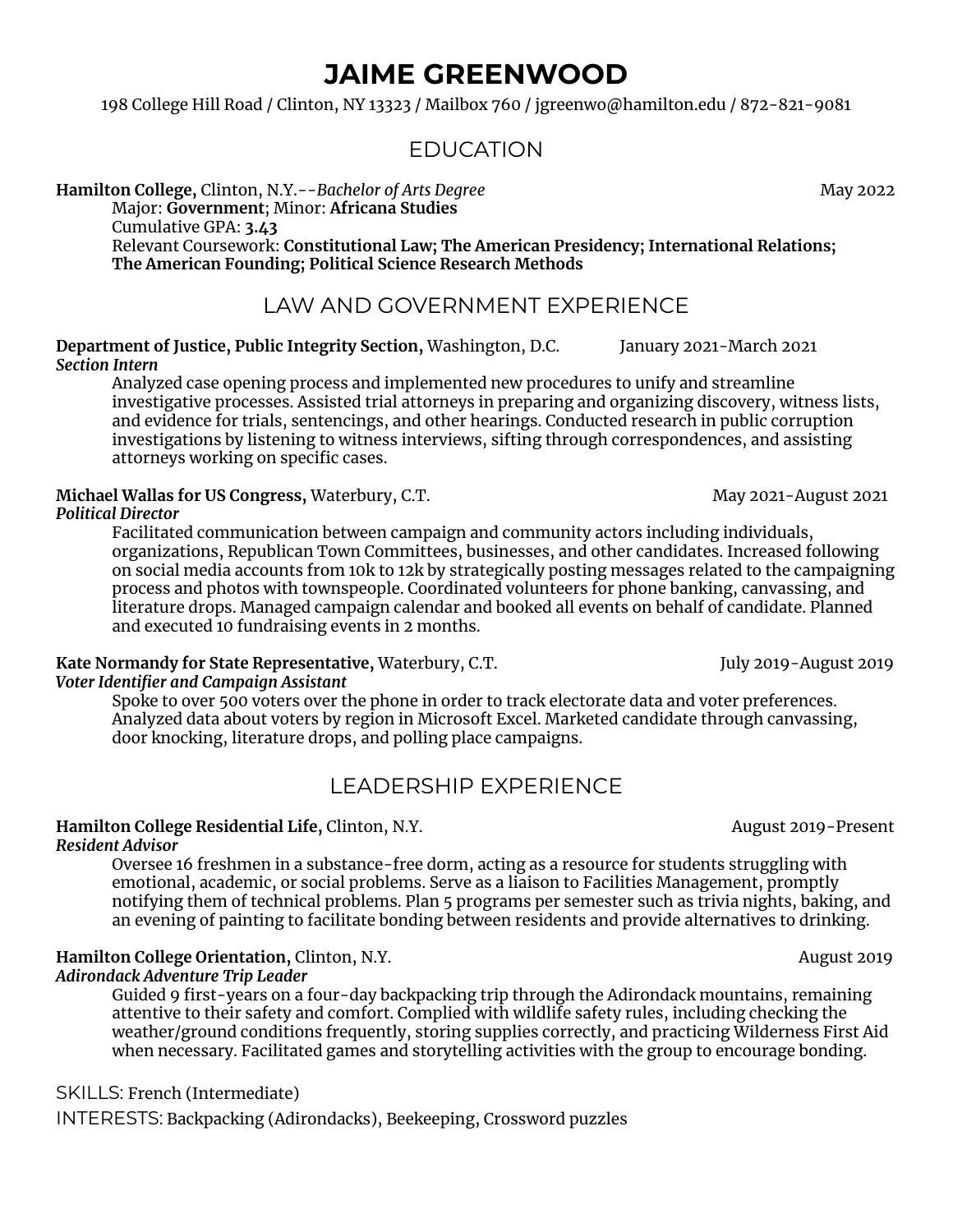# JAIME GREENWOOD

198 College Hill Road / Clinton, NY 13323 / Mailbox 760 / jgreenwo@hamilton.edu / 872-821-9081

## EDUCATION

**Hamilton College,** Clinton, N.Y.--*Bachelor of Arts Degree* May 2022

Major: **Government**; Minor: **Africana Studies**

Cumulative GPA: **3.43**

Relevant Coursework: **Constitutional Law; The American Presidency; International Relations; The American Founding; Political Science Research Methods**

## LAW AND GOVERNMENT EXPERIENCE

**Department of Justice, Public Integrity Section,** Washington, D.C. January 2021-March 2021

***Section Intern***

Analyzed case opening process and implemented new procedures to unify and streamline investigative processes. Assisted trial attorneys in preparing and organizing discovery, witness lists, and evidence for trials, sentencings, and other hearings. Conducted research in public corruption investigations by listening to witness interviews, sifting through correspondences, and assisting attorneys working on specific cases.

**Michael Wallas for US Congress,** Waterbury, C.T. May 2021-August 2021

***Political Director***

Facilitated communication between campaign and community actors including individuals, organizations, Republican Town Committees, businesses, and other candidates. Increased following on social media accounts from 10k to 12k by strategically posting messages related to the campaigning process and photos with townspeople. Coordinated volunteers for phone banking, canvassing, and literature drops. Managed campaign calendar and booked all events on behalf of candidate. Planned and executed 10 fundraising events in 2 months.

**Kate Normandy for State Representative,** Waterbury, C.T. July 2019-August 2019

***Voter Identifier and Campaign Assistant***

Spoke to over 500 voters over the phone in order to track electorate data and voter preferences. Analyzed data about voters by region in Microsoft Excel. Marketed candidate through canvassing, door knocking, literature drops, and polling place campaigns.

## LEADERSHIP EXPERIENCE

**Hamilton College Residential Life,** Clinton, N.Y. August 2019-Present

***Resident Advisor***

Oversee 16 freshmen in a substance-free dorm, acting as a resource for students struggling with emotional, academic, or social problems. Serve as a liaison to Facilities Management, promptly notifying them of technical problems. Plan 5 programs per semester such as trivia nights, baking, and an evening of painting to facilitate bonding between residents and provide alternatives to drinking.

**Hamilton College Orientation,** Clinton, N.Y. August 2019

***Adirondack Adventure Trip Leader***

Guided 9 first-years on a four-day backpacking trip through the Adirondack mountains, remaining attentive to their safety and comfort. Complied with wildlife safety rules, including checking the weather/ground conditions frequently, storing supplies correctly, and practicing Wilderness First Aid when necessary. Facilitated games and storytelling activities with the group to encourage bonding.

SKILLS: French (Intermediate)

INTERESTS: Backpacking (Adirondacks), Beekeeping, Crossword puzzles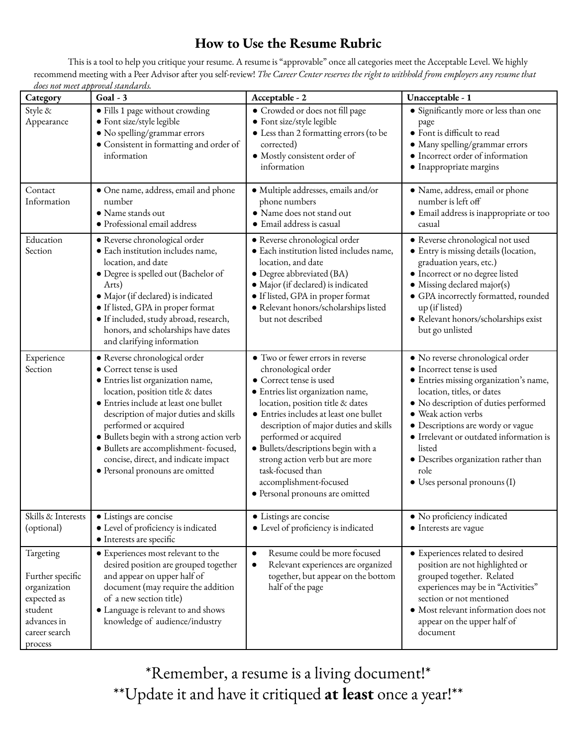# How to Use the Resume Rubric

This is a tool to help you critique your resume. A resume is "approvable" once all categories meet the Acceptable Level. We highly recommend meeting with a Peer Advisor after you self-review! *The Career Center reserves the right to withhold from employers any resume that does not meet approval standards.*

| Category | Goal - 3 | Acceptable - 2 | Unacceptable - 1 |
|---|---|---|---|
| Style & Appearance | ● Fills 1 page without crowding<br>● Font size/style legible<br>● No spelling/grammar errors<br>● Consistent in formatting and order of information | ● Crowded or does not fill page<br>● Font size/style legible<br>● Less than 2 formatting errors (to be corrected)<br>● Mostly consistent order of information | ● Significantly more or less than one page<br>● Font is difficult to read<br>● Many spelling/grammar errors<br>● Incorrect order of information<br>● Inappropriate margins |
| Contact Information | ● One name, address, email and phone number<br>● Name stands out<br>● Professional email address | ● Multiple addresses, emails and/or phone numbers<br>● Name does not stand out<br>● Email address is casual | ● Name, address, email or phone number is left off<br>● Email address is inappropriate or too casual |
| Education Section | ● Reverse chronological order<br>● Each institution includes name, location, and date<br>● Degree is spelled out (Bachelor of Arts)<br>● Major (if declared) is indicated<br>● If listed, GPA in proper format<br>● If included, study abroad, research, honors, and scholarships have dates and clarifying information | ● Reverse chronological order<br>● Each institution listed includes name, location, and date<br>● Degree abbreviated (BA)<br>● Major (if declared) is indicated<br>● If listed, GPA in proper format<br>● Relevant honors/scholarships listed but not described | ● Reverse chronological not used<br>● Entry is missing details (location, graduation years, etc.)<br>● Incorrect or no degree listed<br>● Missing declared major(s)<br>● GPA incorrectly formatted, rounded up (if listed)<br>● Relevant honors/scholarships exist but go unlisted |
| Experience Section | ● Reverse chronological order<br>● Correct tense is used<br>● Entries list organization name, location, position title & dates<br>● Entries include at least one bullet description of major duties and skills performed or acquired<br>● Bullets begin with a strong action verb<br>● Bullets are accomplishment- focused, concise, direct, and indicate impact<br>● Personal pronouns are omitted | ● Two or fewer errors in reverse chronological order<br>● Correct tense is used<br>● Entries list organization name, location, position title & dates<br>● Entries includes at least one bullet description of major duties and skills performed or acquired<br>● Bullets/descriptions begin with a strong action verb but are more task-focused than accomplishment-focused<br>● Personal pronouns are omitted | ● No reverse chronological order<br>● Incorrect tense is used<br>● Entries missing organization's name, location, titles, or dates<br>● No description of duties performed<br>● Weak action verbs<br>● Descriptions are wordy or vague<br>● Irrelevant or outdated information is listed<br>● Describes organization rather than role<br>● Uses personal pronouns (I) |
| Skills & Interests (optional) | ● Listings are concise<br>● Level of proficiency is indicated<br>● Interests are specific | ● Listings are concise<br>● Level of proficiency is indicated | ● No proficiency indicated<br>● Interests are vague |
| Targeting<br><br>Further specific organization expected as student advances in career search process | ● Experiences most relevant to the desired position are grouped together and appear on upper half of document (may require the addition of a new section title)<br>● Language is relevant to and shows knowledge of audience/industry | ● Resume could be more focused<br>● Relevant experiences are organized together, but appear on the bottom half of the page | ● Experiences related to desired position are not highlighted or grouped together. Related experiences may be in "Activities" section or not mentioned<br>● Most relevant information does not appear on the upper half of document |

*Remember, a resume is a living document!*

**Update it and have it critiqued **at least** once a year!**